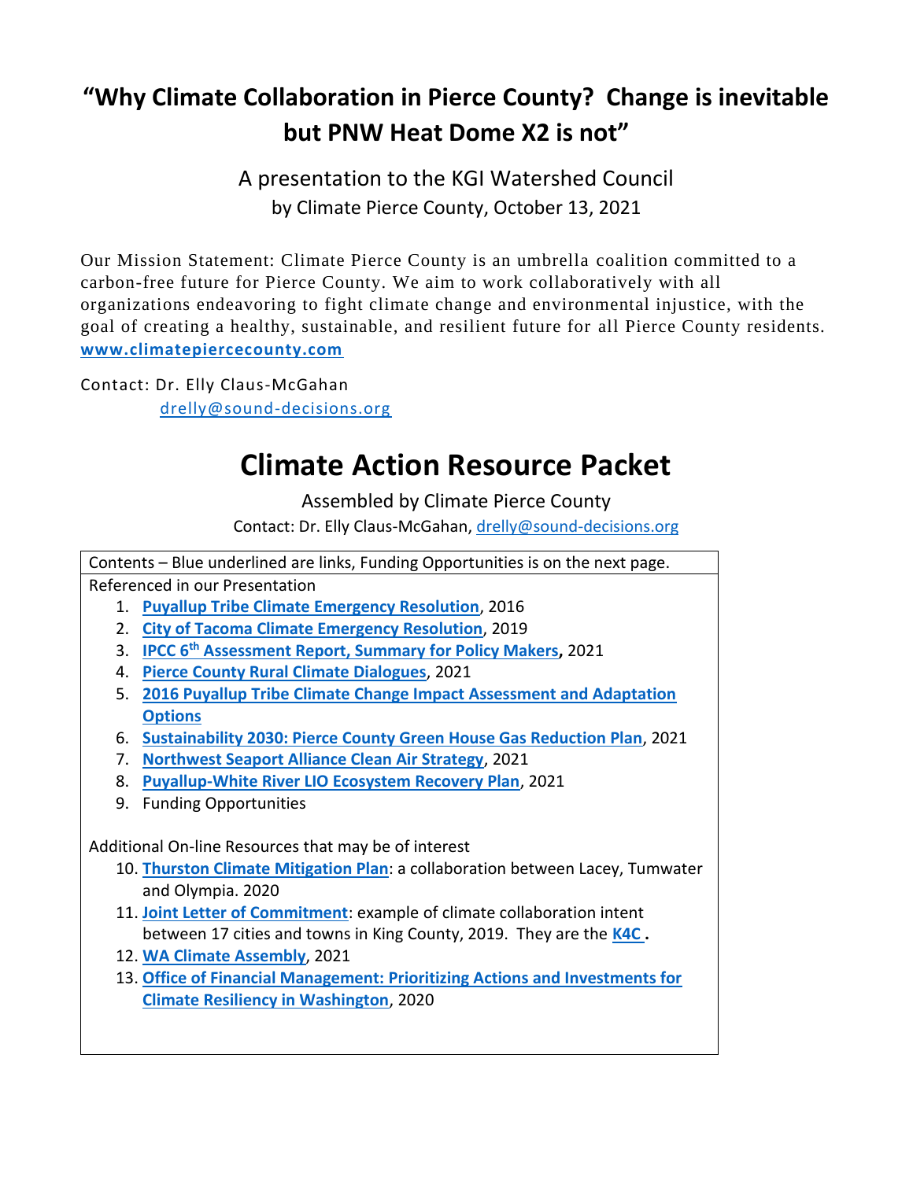# "Why Climate Collaboration in Pierce County? Change is inevitable but PNW Heat Dome X2 is not"

A presentation to the KGI Watershed Council
by Climate Pierce County, October 13, 2021

Our Mission Statement: Climate Pierce County is an umbrella coalition committed to a carbon-free future for Pierce County. We aim to work collaboratively with all organizations endeavoring to fight climate change and environmental injustice, with the goal of creating a healthy, sustainable, and resilient future for all Pierce County residents.
**www.climatepiercecounty.com**

Contact: Dr. Elly Claus-McGahan
drelly@sound-decisions.org

# Climate Action Resource Packet

Assembled by Climate Pierce County
Contact: Dr. Elly Claus-McGahan, drelly@sound-decisions.org

Contents – Blue underlined are links, Funding Opportunities is on the next page.

Referenced in our Presentation

1. **Puyallup Tribe Climate Emergency Resolution**, 2016
2. **City of Tacoma Climate Emergency Resolution**, 2019
3. **IPCC 6th Assessment Report, Summary for Policy Makers,** 2021
4. **Pierce County Rural Climate Dialogues**, 2021
5. **2016 Puyallup Tribe Climate Change Impact Assessment and Adaptation Options**
6. **Sustainability 2030: Pierce County Green House Gas Reduction Plan**, 2021
7. **Northwest Seaport Alliance Clean Air Strategy**, 2021
8. **Puyallup-White River LIO Ecosystem Recovery Plan**, 2021
9. Funding Opportunities

Additional On-line Resources that may be of interest

10. **Thurston Climate Mitigation Plan**: a collaboration between Lacey, Tumwater and Olympia. 2020
11. **Joint Letter of Commitment**: example of climate collaboration intent between 17 cities and towns in King County, 2019. They are the **K4C**.
12. **WA Climate Assembly**, 2021
13. **Office of Financial Management: Prioritizing Actions and Investments for Climate Resiliency in Washington**, 2020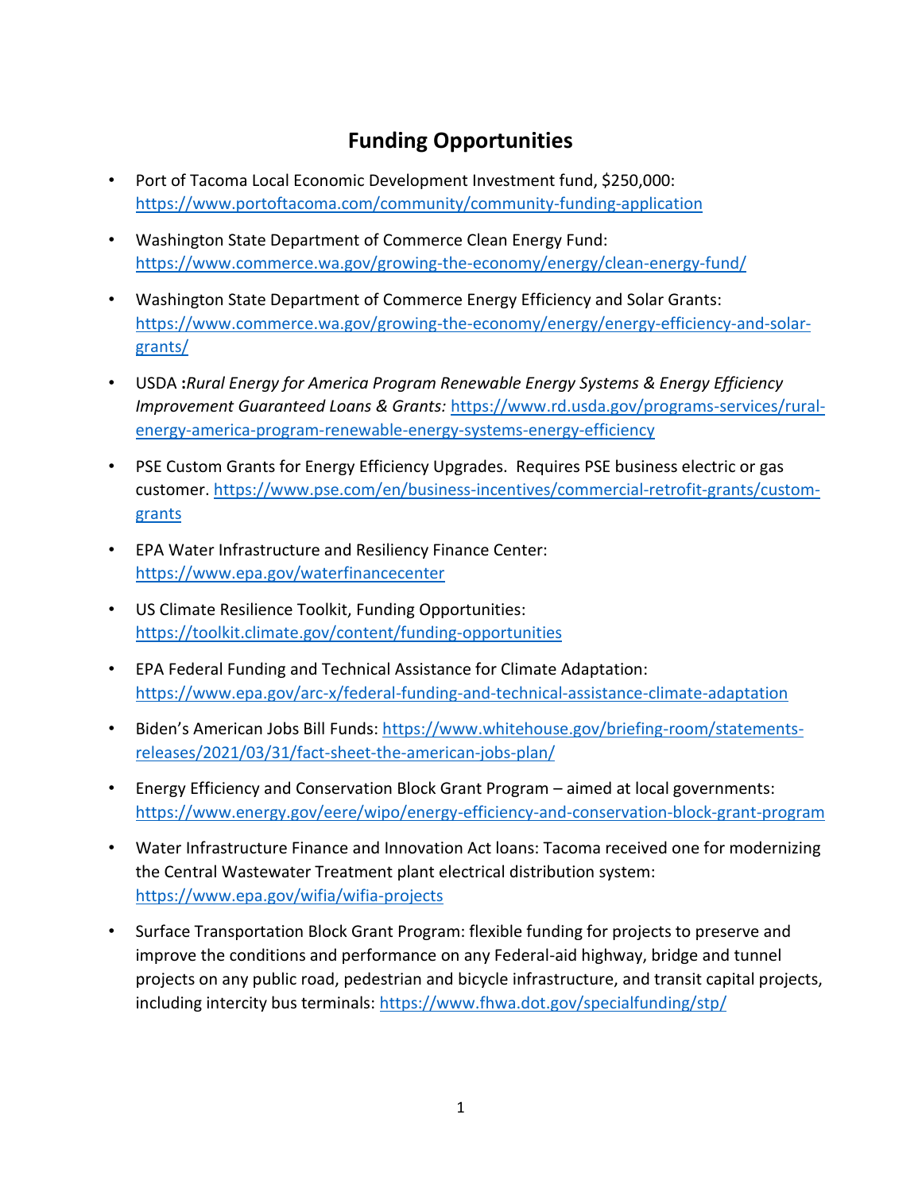# Funding Opportunities

- Port of Tacoma Local Economic Development Investment fund, $250,000: https://www.portoftacoma.com/community/community-funding-application

- Washington State Department of Commerce Clean Energy Fund: https://www.commerce.wa.gov/growing-the-economy/energy/clean-energy-fund/

- Washington State Department of Commerce Energy Efficiency and Solar Grants: https://www.commerce.wa.gov/growing-the-economy/energy/energy-efficiency-and-solar-grants/

- USDA **:***Rural Energy for America Program Renewable Energy Systems & Energy Efficiency Improvement Guaranteed Loans & Grants:* https://www.rd.usda.gov/programs-services/rural-energy-america-program-renewable-energy-systems-energy-efficiency

- PSE Custom Grants for Energy Efficiency Upgrades. Requires PSE business electric or gas customer. https://www.pse.com/en/business-incentives/commercial-retrofit-grants/custom-grants

- EPA Water Infrastructure and Resiliency Finance Center: https://www.epa.gov/waterfinancecenter

- US Climate Resilience Toolkit, Funding Opportunities: https://toolkit.climate.gov/content/funding-opportunities

- EPA Federal Funding and Technical Assistance for Climate Adaptation: https://www.epa.gov/arc-x/federal-funding-and-technical-assistance-climate-adaptation

- Biden's American Jobs Bill Funds: https://www.whitehouse.gov/briefing-room/statements-releases/2021/03/31/fact-sheet-the-american-jobs-plan/

- Energy Efficiency and Conservation Block Grant Program – aimed at local governments: https://www.energy.gov/eere/wipo/energy-efficiency-and-conservation-block-grant-program

- Water Infrastructure Finance and Innovation Act loans: Tacoma received one for modernizing the Central Wastewater Treatment plant electrical distribution system: https://www.epa.gov/wifia/wifia-projects

- Surface Transportation Block Grant Program: flexible funding for projects to preserve and improve the conditions and performance on any Federal-aid highway, bridge and tunnel projects on any public road, pedestrian and bicycle infrastructure, and transit capital projects, including intercity bus terminals: https://www.fhwa.dot.gov/specialfunding/stp/